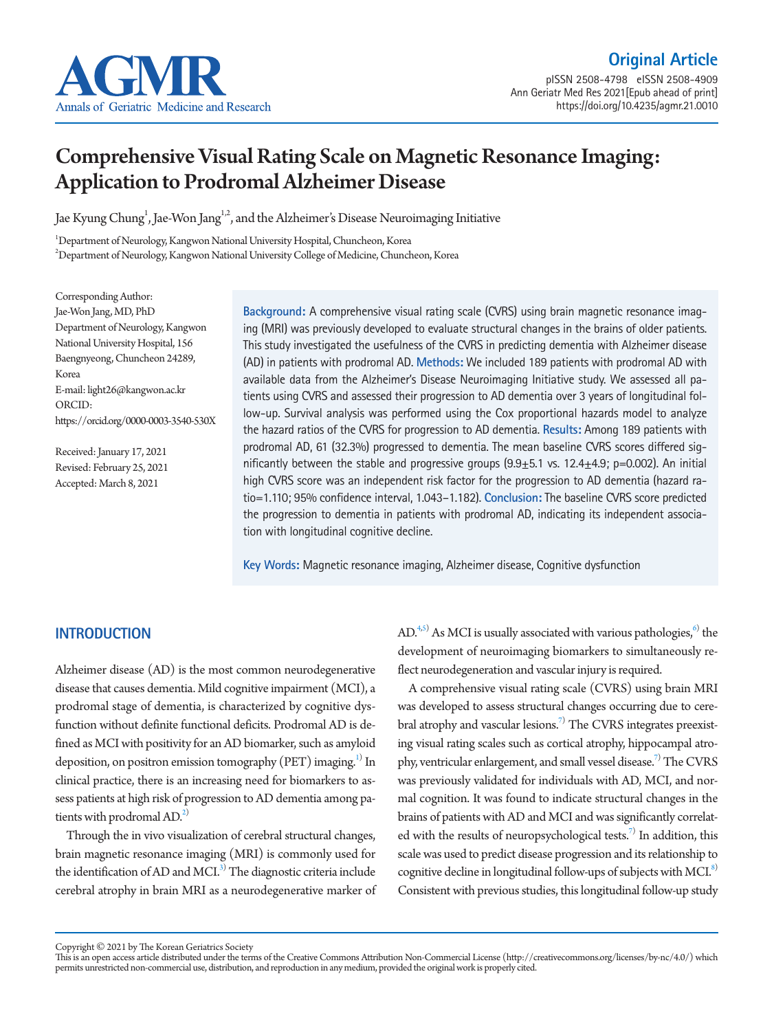Original Article

# Comprehensive Visual Rating Scale on Magnetic Resonance Imaging: Application to Prodromal Alzheimer Disease

Jae Kyung Chung[1], Jae-Won Jang[1,2], and the Alzheimer's Disease Neuroimaging Initiative

[1]Department of Neurology, Kangwon National University Hospital, Chuncheon, Korea
[2]Department of Neurology, Kangwon National University College of Medicine, Chuncheon, Korea

Corresponding Author:
Jae-Won Jang, MD, PhD
Department of Neurology, Kangwon National University Hospital, 156 Baengnyeong, Chuncheon 24289, Korea
E-mail: light26@kangwon.ac.kr
ORCID: https://orcid.org/0000-0003-3540-530X

Received: January 17, 2021
Revised: February 25, 2021
Accepted: March 8, 2021

**Background:** A comprehensive visual rating scale (CVRS) using brain magnetic resonance imaging (MRI) was previously developed to evaluate structural changes in the brains of older patients. This study investigated the usefulness of the CVRS in predicting dementia with Alzheimer disease (AD) in patients with prodromal AD. **Methods:** We included 189 patients with prodromal AD with available data from the Alzheimer's Disease Neuroimaging Initiative study. We assessed all patients using CVRS and assessed their progression to AD dementia over 3 years of longitudinal follow-up. Survival analysis was performed using the Cox proportional hazards model to analyze the hazard ratios of the CVRS for progression to AD dementia. **Results:** Among 189 patients with prodromal AD, 61 (32.3%) progressed to dementia. The mean baseline CVRS scores differed significantly between the stable and progressive groups (9.9±5.1 vs. 12.4±4.9; p=0.002). An initial high CVRS score was an independent risk factor for the progression to AD dementia (hazard ratio=1.110; 95% confidence interval, 1.043–1.182). **Conclusion:** The baseline CVRS score predicted the progression to dementia in patients with prodromal AD, indicating its independent association with longitudinal cognitive decline.

**Key Words:** Magnetic resonance imaging, Alzheimer disease, Cognitive dysfunction

## INTRODUCTION

Alzheimer disease (AD) is the most common neurodegenerative disease that causes dementia. Mild cognitive impairment (MCI), a prodromal stage of dementia, is characterized by cognitive dysfunction without definite functional deficits. Prodromal AD is defined as MCI with positivity for an AD biomarker, such as amyloid deposition, on positron emission tomography (PET) imaging.[1] In clinical practice, there is an increasing need for biomarkers to assess patients at high risk of progression to AD dementia among patients with prodromal AD.[2]

Through the in vivo visualization of cerebral structural changes, brain magnetic resonance imaging (MRI) is commonly used for the identification of AD and MCI.[3] The diagnostic criteria include cerebral atrophy in brain MRI as a neurodegenerative marker of AD.[4,5] As MCI is usually associated with various pathologies,[6] the development of neuroimaging biomarkers to simultaneously reflect neurodegeneration and vascular injury is required.

A comprehensive visual rating scale (CVRS) using brain MRI was developed to assess structural changes occurring due to cerebral atrophy and vascular lesions.[7] The CVRS integrates preexisting visual rating scales such as cortical atrophy, hippocampal atrophy, ventricular enlargement, and small vessel disease.[7] The CVRS was previously validated for individuals with AD, MCI, and normal cognition. It was found to indicate structural changes in the brains of patients with AD and MCI and was significantly correlated with the results of neuropsychological tests.[7] In addition, this scale was used to predict disease progression and its relationship to cognitive decline in longitudinal follow-ups of subjects with MCI.[8] Consistent with previous studies, this longitudinal follow-up study

Copyright © 2021 by The Korean Geriatrics Society
This is an open access article distributed under the terms of the Creative Commons Attribution Non-Commercial License (http://creativecommons.org/licenses/by-nc/4.0/) which permits unrestricted non-commercial use, distribution, and reproduction in any medium, provided the original work is properly cited.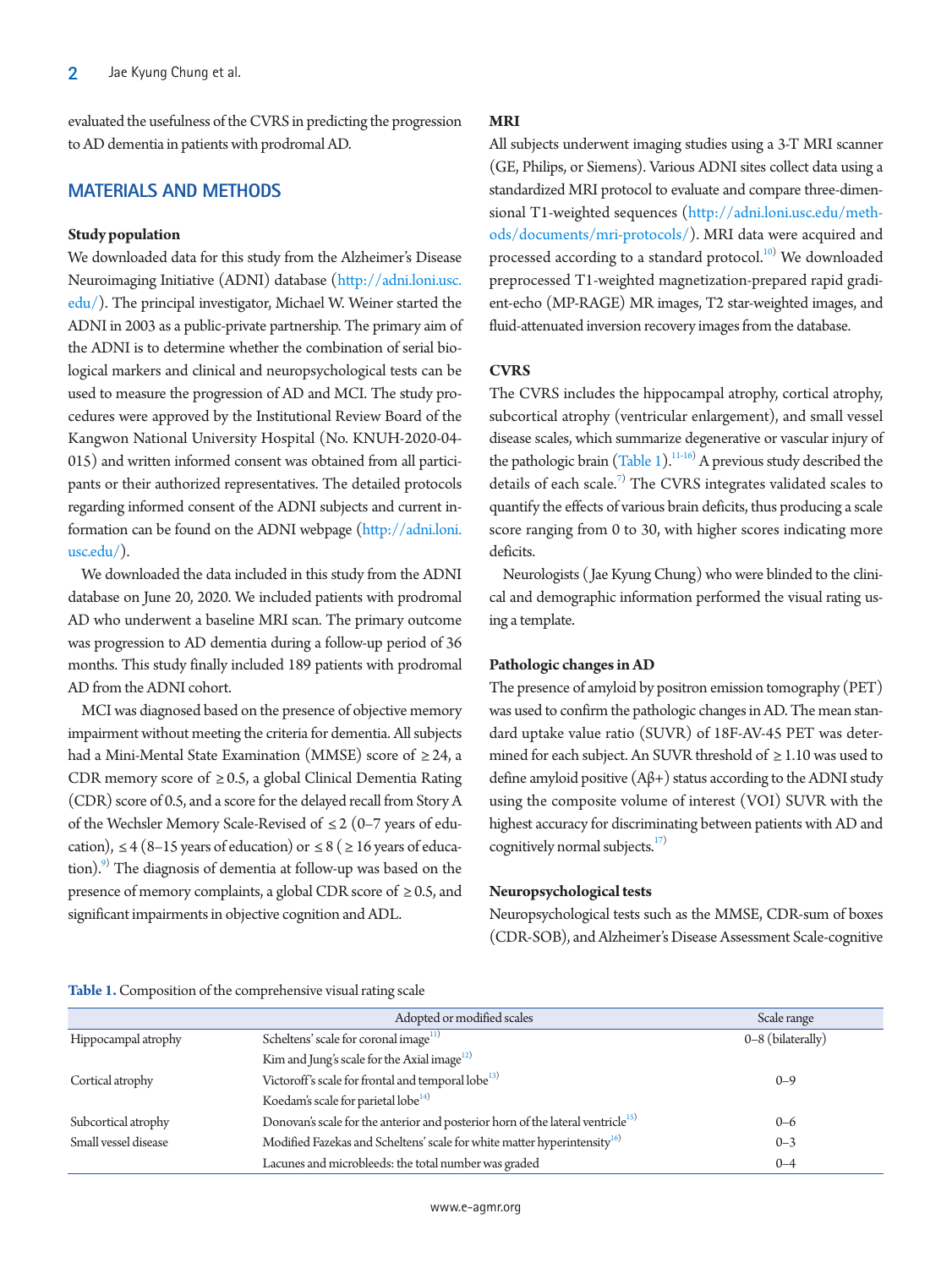evaluated the usefulness of the CVRS in predicting the progression to AD dementia in patients with prodromal AD.

## MATERIALS AND METHODS

### Study population

We downloaded data for this study from the Alzheimer's Disease Neuroimaging Initiative (ADNI) database (http://adni.loni.usc.edu/). The principal investigator, Michael W. Weiner started the ADNI in 2003 as a public-private partnership. The primary aim of the ADNI is to determine whether the combination of serial biological markers and clinical and neuropsychological tests can be used to measure the progression of AD and MCI. The study procedures were approved by the Institutional Review Board of the Kangwon National University Hospital (No. KNUH-2020-04-015) and written informed consent was obtained from all participants or their authorized representatives. The detailed protocols regarding informed consent of the ADNI subjects and current information can be found on the ADNI webpage (http://adni.loni.usc.edu/).

We downloaded the data included in this study from the ADNI database on June 20, 2020. We included patients with prodromal AD who underwent a baseline MRI scan. The primary outcome was progression to AD dementia during a follow-up period of 36 months. This study finally included 189 patients with prodromal AD from the ADNI cohort.

MCI was diagnosed based on the presence of objective memory impairment without meeting the criteria for dementia. All subjects had a Mini-Mental State Examination (MMSE) score of ≥24, a CDR memory score of ≥0.5, a global Clinical Dementia Rating (CDR) score of 0.5, and a score for the delayed recall from Story A of the Wechsler Memory Scale-Revised of ≤2 (0–7 years of education), ≤4 (8–15 years of education) or ≤8 (≥16 years of education).[9] The diagnosis of dementia at follow-up was based on the presence of memory complaints, a global CDR score of ≥0.5, and significant impairments in objective cognition and ADL.

### MRI

All subjects underwent imaging studies using a 3-T MRI scanner (GE, Philips, or Siemens). Various ADNI sites collect data using a standardized MRI protocol to evaluate and compare three-dimensional T1-weighted sequences (http://adni.loni.usc.edu/methods/documents/mri-protocols/). MRI data were acquired and processed according to a standard protocol.[10] We downloaded preprocessed T1-weighted magnetization-prepared rapid gradient-echo (MP-RAGE) MR images, T2 star-weighted images, and fluid-attenuated inversion recovery images from the database.

### CVRS

The CVRS includes the hippocampal atrophy, cortical atrophy, subcortical atrophy (ventricular enlargement), and small vessel disease scales, which summarize degenerative or vascular injury of the pathologic brain (Table 1).[11-16] A previous study described the details of each scale.[7] The CVRS integrates validated scales to quantify the effects of various brain deficits, thus producing a scale score ranging from 0 to 30, with higher scores indicating more deficits.

Neurologists (Jae Kyung Chung) who were blinded to the clinical and demographic information performed the visual rating using a template.

### Pathologic changes in AD

The presence of amyloid by positron emission tomography (PET) was used to confirm the pathologic changes in AD. The mean standard uptake value ratio (SUVR) of 18F-AV-45 PET was determined for each subject. An SUVR threshold of ≥1.10 was used to define amyloid positive (Aβ+) status according to the ADNI study using the composite volume of interest (VOI) SUVR with the highest accuracy for discriminating between patients with AD and cognitively normal subjects.[17]

### Neuropsychological tests

Neuropsychological tests such as the MMSE, CDR-sum of boxes (CDR-SOB), and Alzheimer's Disease Assessment Scale-cognitive

**Table 1.** Composition of the comprehensive visual rating scale

| | Adopted or modified scales | Scale range |
|---|---|---|
| Hippocampal atrophy | Scheltens' scale for coronal image[11] | 0–8 (bilaterally) |
| | Kim and Jung's scale for the Axial image[12] | |
| Cortical atrophy | Victoroff's scale for frontal and temporal lobe[13] | 0–9 |
| | Koedam's scale for parietal lobe[14] | |
| Subcortical atrophy | Donovan's scale for the anterior and posterior horn of the lateral ventricle[15] | 0–6 |
| Small vessel disease | Modified Fazekas and Scheltens' scale for white matter hyperintensity[16] | 0–3 |
| | Lacunes and microbleeds: the total number was graded | 0–4 |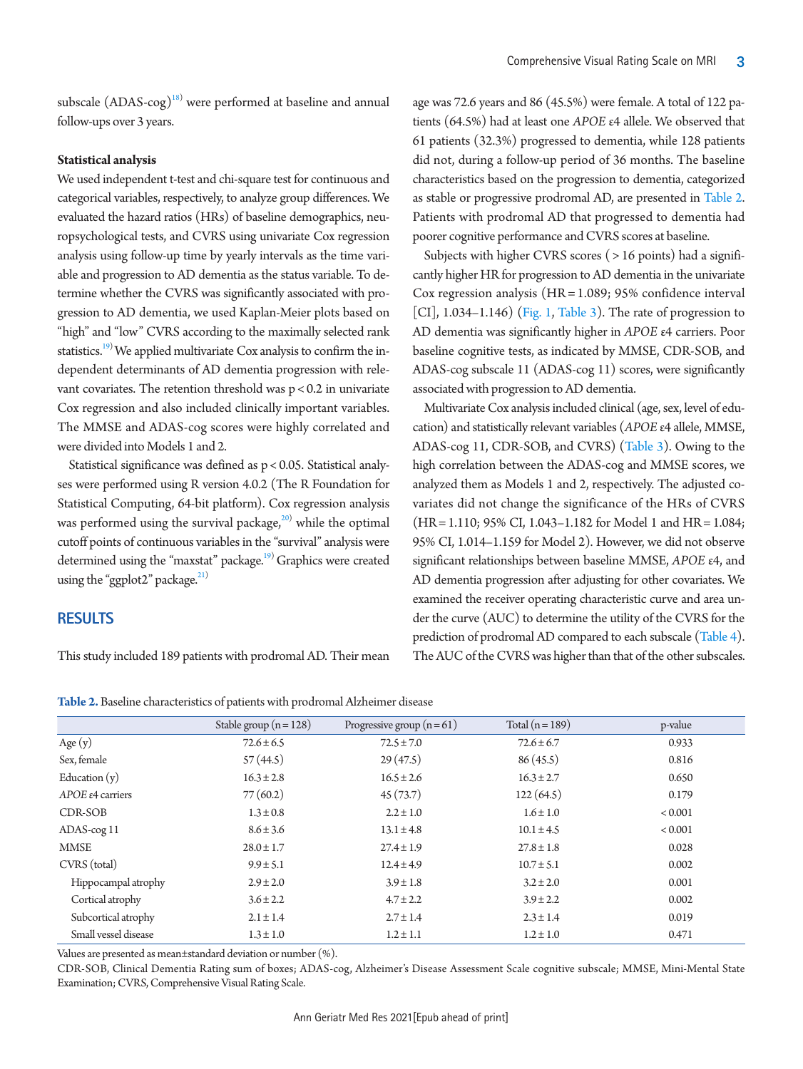subscale (ADAS-cog)[18] were performed at baseline and annual follow-ups over 3 years.

**Statistical analysis**

We used independent t-test and chi-square test for continuous and categorical variables, respectively, to analyze group differences. We evaluated the hazard ratios (HRs) of baseline demographics, neuropsychological tests, and CVRS using univariate Cox regression analysis using follow-up time by yearly intervals as the time variable and progression to AD dementia as the status variable. To determine whether the CVRS was significantly associated with progression to AD dementia, we used Kaplan-Meier plots based on "high" and "low" CVRS according to the maximally selected rank statistics.[19] We applied multivariate Cox analysis to confirm the independent determinants of AD dementia progression with relevant covariates. The retention threshold was $p < 0.2$ in univariate Cox regression and also included clinically important variables. The MMSE and ADAS-cog scores were highly correlated and were divided into Models 1 and 2.

Statistical significance was defined as $p < 0.05$. Statistical analyses were performed using R version 4.0.2 (The R Foundation for Statistical Computing, 64-bit platform). Cox regression analysis was performed using the survival package,[20] while the optimal cutoff points of continuous variables in the "survival" analysis were determined using the "maxstat" package.[19] Graphics were created using the "ggplot2" package.[21]

## RESULTS

This study included 189 patients with prodromal AD. Their mean age was 72.6 years and 86 (45.5%) were female. A total of 122 patients (64.5%) had at least one *APOE* ε4 allele. We observed that 61 patients (32.3%) progressed to dementia, while 128 patients did not, during a follow-up period of 36 months. The baseline characteristics based on the progression to dementia, categorized as stable or progressive prodromal AD, are presented in Table 2. Patients with prodromal AD that progressed to dementia had poorer cognitive performance and CVRS scores at baseline.

Subjects with higher CVRS scores (> 16 points) had a significantly higher HR for progression to AD dementia in the univariate Cox regression analysis (HR = 1.089; 95% confidence interval [CI], 1.034–1.146) (Fig. 1, Table 3). The rate of progression to AD dementia was significantly higher in *APOE* ε4 carriers. Poor baseline cognitive tests, as indicated by MMSE, CDR-SOB, and ADAS-cog subscale 11 (ADAS-cog 11) scores, were significantly associated with progression to AD dementia.

Multivariate Cox analysis included clinical (age, sex, level of education) and statistically relevant variables (*APOE* ε4 allele, MMSE, ADAS-cog 11, CDR-SOB, and CVRS) (Table 3). Owing to the high correlation between the ADAS-cog and MMSE scores, we analyzed them as Models 1 and 2, respectively. The adjusted covariates did not change the significance of the HRs of CVRS (HR = 1.110; 95% CI, 1.043–1.182 for Model 1 and HR = 1.084; 95% CI, 1.014–1.159 for Model 2). However, we did not observe significant relationships between baseline MMSE, *APOE* ε4, and AD dementia progression after adjusting for other covariates. We examined the receiver operating characteristic curve and area under the curve (AUC) to determine the utility of the CVRS for the prediction of prodromal AD compared to each subscale (Table 4). The AUC of the CVRS was higher than that of the other subscales.

**Table 2.** Baseline characteristics of patients with prodromal Alzheimer disease

| | Stable group (n = 128) | Progressive group (n = 61) | Total (n = 189) | p-value |
|---|---|---|---|---|
| Age (y) | 72.6 ± 6.5 | 72.5 ± 7.0 | 72.6 ± 6.7 | 0.933 |
| Sex, female | 57 (44.5) | 29 (47.5) | 86 (45.5) | 0.816 |
| Education (y) | 16.3 ± 2.8 | 16.5 ± 2.6 | 16.3 ± 2.7 | 0.650 |
| *APOE* ε4 carriers | 77 (60.2) | 45 (73.7) | 122 (64.5) | 0.179 |
| CDR-SOB | 1.3 ± 0.8 | 2.2 ± 1.0 | 1.6 ± 1.0 | < 0.001 |
| ADAS-cog 11 | 8.6 ± 3.6 | 13.1 ± 4.8 | 10.1 ± 4.5 | < 0.001 |
| MMSE | 28.0 ± 1.7 | 27.4 ± 1.9 | 27.8 ± 1.8 | 0.028 |
| CVRS (total) | 9.9 ± 5.1 | 12.4 ± 4.9 | 10.7 ± 5.1 | 0.002 |
| Hippocampal atrophy | 2.9 ± 2.0 | 3.9 ± 1.8 | 3.2 ± 2.0 | 0.001 |
| Cortical atrophy | 3.6 ± 2.2 | 4.7 ± 2.2 | 3.9 ± 2.2 | 0.002 |
| Subcortical atrophy | 2.1 ± 1.4 | 2.7 ± 1.4 | 2.3 ± 1.4 | 0.019 |
| Small vessel disease | 1.3 ± 1.0 | 1.2 ± 1.1 | 1.2 ± 1.0 | 0.471 |

Values are presented as mean±standard deviation or number (%).

CDR-SOB, Clinical Dementia Rating sum of boxes; ADAS-cog, Alzheimer's Disease Assessment Scale cognitive subscale; MMSE, Mini-Mental State Examination; CVRS, Comprehensive Visual Rating Scale.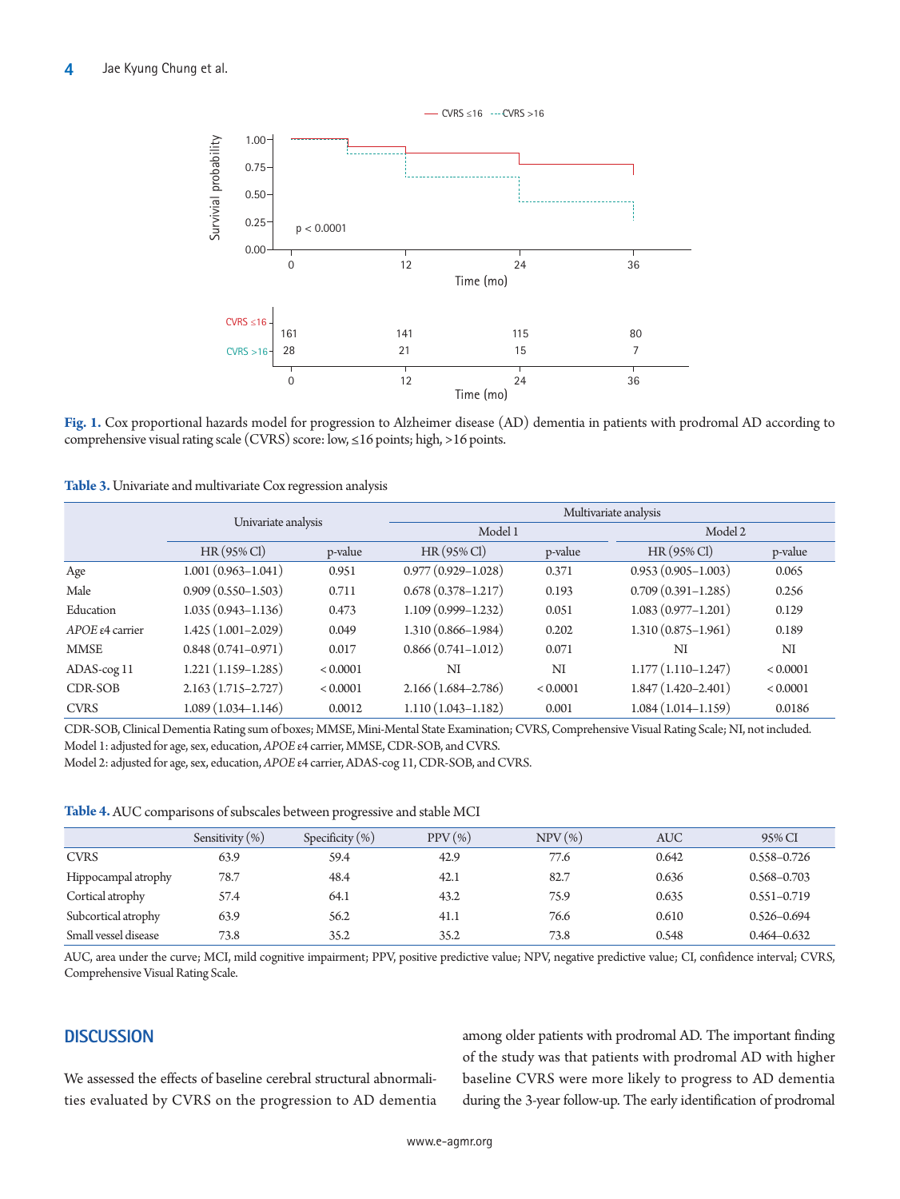**Fig. 1.** Cox proportional hazards model for progression to Alzheimer disease (AD) dementia in patients with prodromal AD according to comprehensive visual rating scale (CVRS) score: low, ≤16 points; high, >16 points.

**Table 3.** Univariate and multivariate Cox regression analysis

| | Univariate analysis | | Multivariate analysis | | | |
|---|---|---|---|---|---|---|
| | | | Model 1 | | Model 2 | |
| | HR (95% CI) | p-value | HR (95% CI) | p-value | HR (95% CI) | p-value |
| Age | 1.001 (0.963–1.041) | 0.951 | 0.977 (0.929–1.028) | 0.371 | 0.953 (0.905–1.003) | 0.065 |
| Male | 0.909 (0.550–1.503) | 0.711 | 0.678 (0.378–1.217) | 0.193 | 0.709 (0.391–1.285) | 0.256 |
| Education | 1.035 (0.943–1.136) | 0.473 | 1.109 (0.999–1.232) | 0.051 | 1.083 (0.977–1.201) | 0.129 |
| *APOE* ε4 carrier | 1.425 (1.001–2.029) | 0.049 | 1.310 (0.866–1.984) | 0.202 | 1.310 (0.875–1.961) | 0.189 |
| MMSE | 0.848 (0.741–0.971) | 0.017 | 0.866 (0.741–1.012) | 0.071 | NI | NI |
| ADAS-cog 11 | 1.221 (1.159–1.285) | < 0.0001 | NI | NI | 1.177 (1.110–1.247) | < 0.0001 |
| CDR-SOB | 2.163 (1.715–2.727) | < 0.0001 | 2.166 (1.684–2.786) | < 0.0001 | 1.847 (1.420–2.401) | < 0.0001 |
| CVRS | 1.089 (1.034–1.146) | 0.0012 | 1.110 (1.043–1.182) | 0.001 | 1.084 (1.014–1.159) | 0.0186 |

CDR-SOB, Clinical Dementia Rating sum of boxes; MMSE, Mini-Mental State Examination; CVRS, Comprehensive Visual Rating Scale; NI, not included.
Model 1: adjusted for age, sex, education, *APOE* ε4 carrier, MMSE, CDR-SOB, and CVRS.
Model 2: adjusted for age, sex, education, *APOE* ε4 carrier, ADAS-cog 11, CDR-SOB, and CVRS.

**Table 4.** AUC comparisons of subscales between progressive and stable MCI

| | Sensitivity (%) | Specificity (%) | PPV (%) | NPV (%) | AUC | 95% CI |
|---|---|---|---|---|---|---|
| CVRS | 63.9 | 59.4 | 42.9 | 77.6 | 0.642 | 0.558–0.726 |
| Hippocampal atrophy | 78.7 | 48.4 | 42.1 | 82.7 | 0.636 | 0.568–0.703 |
| Cortical atrophy | 57.4 | 64.1 | 43.2 | 75.9 | 0.635 | 0.551–0.719 |
| Subcortical atrophy | 63.9 | 56.2 | 41.1 | 76.6 | 0.610 | 0.526–0.694 |
| Small vessel disease | 73.8 | 35.2 | 35.2 | 73.8 | 0.548 | 0.464–0.632 |

AUC, area under the curve; MCI, mild cognitive impairment; PPV, positive predictive value; NPV, negative predictive value; CI, confidence interval; CVRS, Comprehensive Visual Rating Scale.

## DISCUSSION

We assessed the effects of baseline cerebral structural abnormalities evaluated by CVRS on the progression to AD dementia among older patients with prodromal AD. The important finding of the study was that patients with prodromal AD with higher baseline CVRS were more likely to progress to AD dementia during the 3-year follow-up. The early identification of prodromal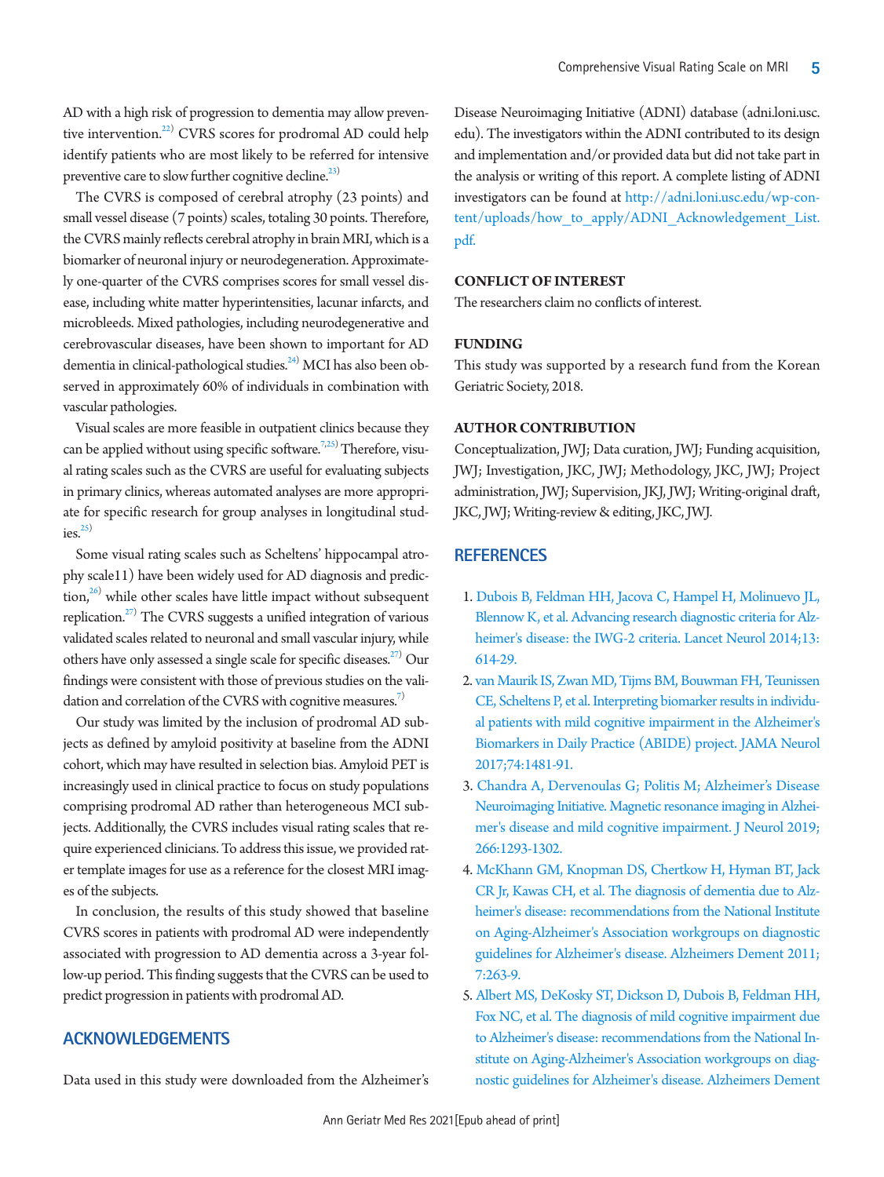AD with a high risk of progression to dementia may allow preventive intervention.[22] CVRS scores for prodromal AD could help identify patients who are most likely to be referred for intensive preventive care to slow further cognitive decline.[23]

The CVRS is composed of cerebral atrophy (23 points) and small vessel disease (7 points) scales, totaling 30 points. Therefore, the CVRS mainly reflects cerebral atrophy in brain MRI, which is a biomarker of neuronal injury or neurodegeneration. Approximately one-quarter of the CVRS comprises scores for small vessel disease, including white matter hyperintensities, lacunar infarcts, and microbleeds. Mixed pathologies, including neurodegenerative and cerebrovascular diseases, have been shown to important for AD dementia in clinical-pathological studies.[24] MCI has also been observed in approximately 60% of individuals in combination with vascular pathologies.

Visual scales are more feasible in outpatient clinics because they can be applied without using specific software.[7,25] Therefore, visual rating scales such as the CVRS are useful for evaluating subjects in primary clinics, whereas automated analyses are more appropriate for specific research for group analyses in longitudinal studies.[25]

Some visual rating scales such as Scheltens' hippocampal atrophy scale11) have been widely used for AD diagnosis and prediction,[26] while other scales have little impact without subsequent replication.[27] The CVRS suggests a unified integration of various validated scales related to neuronal and small vascular injury, while others have only assessed a single scale for specific diseases.[27] Our findings were consistent with those of previous studies on the validation and correlation of the CVRS with cognitive measures.[7]

Our study was limited by the inclusion of prodromal AD subjects as defined by amyloid positivity at baseline from the ADNI cohort, which may have resulted in selection bias. Amyloid PET is increasingly used in clinical practice to focus on study populations comprising prodromal AD rather than heterogeneous MCI subjects. Additionally, the CVRS includes visual rating scales that require experienced clinicians. To address this issue, we provided rater template images for use as a reference for the closest MRI images of the subjects.

In conclusion, the results of this study showed that baseline CVRS scores in patients with prodromal AD were independently associated with progression to AD dementia across a 3-year follow-up period. This finding suggests that the CVRS can be used to predict progression in patients with prodromal AD.

## ACKNOWLEDGEMENTS

Data used in this study were downloaded from the Alzheimer's Disease Neuroimaging Initiative (ADNI) database (adni.loni.usc.edu). The investigators within the ADNI contributed to its design and implementation and/or provided data but did not take part in the analysis or writing of this report. A complete listing of ADNI investigators can be found at http://adni.loni.usc.edu/wp-content/uploads/how_to_apply/ADNI_Acknowledgement_List.pdf.

## CONFLICT OF INTEREST

The researchers claim no conflicts of interest.

## FUNDING

This study was supported by a research fund from the Korean Geriatric Society, 2018.

## AUTHOR CONTRIBUTION

Conceptualization, JWJ; Data curation, JWJ; Funding acquisition, JWJ; Investigation, JKC, JWJ; Methodology, JKC, JWJ; Project administration, JWJ; Supervision, JKJ, JWJ; Writing-original draft, JKC, JWJ; Writing-review & editing, JKC, JWJ.

## REFERENCES

1. Dubois B, Feldman HH, Jacova C, Hampel H, Molinuevo JL, Blennow K, et al. Advancing research diagnostic criteria for Alzheimer's disease: the IWG-2 criteria. Lancet Neurol 2014;13:614-29.
2. van Maurik IS, Zwan MD, Tijms BM, Bouwman FH, Teunissen CE, Scheltens P, et al. Interpreting biomarker results in individual patients with mild cognitive impairment in the Alzheimer's Biomarkers in Daily Practice (ABIDE) project. JAMA Neurol 2017;74:1481-91.
3. Chandra A, Dervenoulas G; Politis M; Alzheimer's Disease Neuroimaging Initiative. Magnetic resonance imaging in Alzheimer's disease and mild cognitive impairment. J Neurol 2019;266:1293-1302.
4. McKhann GM, Knopman DS, Chertkow H, Hyman BT, Jack CR Jr, Kawas CH, et al. The diagnosis of dementia due to Alzheimer's disease: recommendations from the National Institute on Aging-Alzheimer's Association workgroups on diagnostic guidelines for Alzheimer's disease. Alzheimers Dement 2011;7:263-9.
5. Albert MS, DeKosky ST, Dickson D, Dubois B, Feldman HH, Fox NC, et al. The diagnosis of mild cognitive impairment due to Alzheimer's disease: recommendations from the National Institute on Aging-Alzheimer's Association workgroups on diagnostic guidelines for Alzheimer's disease. Alzheimers Dement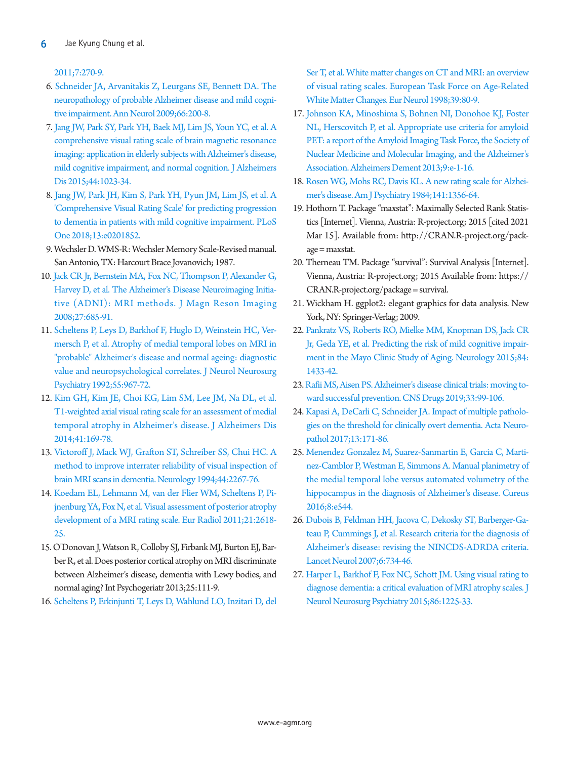2011;7:270-9.

6. Schneider JA, Arvanitakis Z, Leurgans SE, Bennett DA. The neuropathology of probable Alzheimer disease and mild cognitive impairment. Ann Neurol 2009;66:200-8.
7. Jang JW, Park SY, Park YH, Baek MJ, Lim JS, Youn YC, et al. A comprehensive visual rating scale of brain magnetic resonance imaging: application in elderly subjects with Alzheimer's disease, mild cognitive impairment, and normal cognition. J Alzheimers Dis 2015;44:1023-34.
8. Jang JW, Park JH, Kim S, Park YH, Pyun JM, Lim JS, et al. A 'Comprehensive Visual Rating Scale' for predicting progression to dementia in patients with mild cognitive impairment. PLoS One 2018;13:e0201852.
9. Wechsler D. WMS-R: Wechsler Memory Scale-Revised manual. San Antonio, TX: Harcourt Brace Jovanovich; 1987.
10. Jack CR Jr, Bernstein MA, Fox NC, Thompson P, Alexander G, Harvey D, et al. The Alzheimer's Disease Neuroimaging Initiative (ADNI): MRI methods. J Magn Reson Imaging 2008;27:685-91.
11. Scheltens P, Leys D, Barkhof F, Huglo D, Weinstein HC, Vermersch P, et al. Atrophy of medial temporal lobes on MRI in "probable" Alzheimer's disease and normal ageing: diagnostic value and neuropsychological correlates. J Neurol Neurosurg Psychiatry 1992;55:967-72.
12. Kim GH, Kim JE, Choi KG, Lim SM, Lee JM, Na DL, et al. T1-weighted axial visual rating scale for an assessment of medial temporal atrophy in Alzheimer's disease. J Alzheimers Dis 2014;41:169-78.
13. Victoroff J, Mack WJ, Grafton ST, Schreiber SS, Chui HC. A method to improve interrater reliability of visual inspection of brain MRI scans in dementia. Neurology 1994;44:2267-76.
14. Koedam EL, Lehmann M, van der Flier WM, Scheltens P, Pijnenburg YA, Fox N, et al. Visual assessment of posterior atrophy development of a MRI rating scale. Eur Radiol 2011;21:2618-25.
15. O'Donovan J, Watson R, Colloby SJ, Firbank MJ, Burton EJ, Barber R, et al. Does posterior cortical atrophy on MRI discriminate between Alzheimer's disease, dementia with Lewy bodies, and normal aging? Int Psychogeriatr 2013;25:111-9.
16. Scheltens P, Erkinjunti T, Leys D, Wahlund LO, Inzitari D, del Ser T, et al. White matter changes on CT and MRI: an overview of visual rating scales. European Task Force on Age-Related White Matter Changes. Eur Neurol 1998;39:80-9.
17. Johnson KA, Minoshima S, Bohnen NI, Donohoe KJ, Foster NL, Herscovitch P, et al. Appropriate use criteria for amyloid PET: a report of the Amyloid Imaging Task Force, the Society of Nuclear Medicine and Molecular Imaging, and the Alzheimer's Association. Alzheimers Dement 2013;9:e-1-16.
18. Rosen WG, Mohs RC, Davis KL. A new rating scale for Alzheimer's disease. Am J Psychiatry 1984;141:1356-64.
19. Hothorn T. Package "maxstat": Maximally Selected Rank Statistics [Internet]. Vienna, Austria: R-project.org; 2015 [cited 2021 Mar 15]. Available from: http://CRAN.R-project.org/package=maxstat.
20. Therneau TM. Package "survival": Survival Analysis [Internet]. Vienna, Austria: R-project.org; 2015 Available from: https://CRAN.R-project.org/package=survival.
21. Wickham H. ggplot2: elegant graphics for data analysis. New York, NY: Springer-Verlag; 2009.
22. Pankratz VS, Roberts RO, Mielke MM, Knopman DS, Jack CR Jr, Geda YE, et al. Predicting the risk of mild cognitive impairment in the Mayo Clinic Study of Aging. Neurology 2015;84:1433-42.
23. Rafii MS, Aisen PS. Alzheimer's disease clinical trials: moving toward successful prevention. CNS Drugs 2019;33:99-106.
24. Kapasi A, DeCarli C, Schneider JA. Impact of multiple pathologies on the threshold for clinically overt dementia. Acta Neuropathol 2017;13:171-86.
25. Menendez Gonzalez M, Suarez-Sanmartin E, Garcia C, Martinez-Camblor P, Westman E, Simmons A. Manual planimetry of the medial temporal lobe versus automated volumetry of the hippocampus in the diagnosis of Alzheimer's disease. Cureus 2016;8:e544.
26. Dubois B, Feldman HH, Jacova C, Dekosky ST, Barberger-Gateau P, Cummings J, et al. Research criteria for the diagnosis of Alzheimer's disease: revising the NINCDS-ADRDA criteria. Lancet Neurol 2007;6:734-46.
27. Harper L, Barkhof F, Fox NC, Schott JM. Using visual rating to diagnose dementia: a critical evaluation of MRI atrophy scales. J Neurol Neurosurg Psychiatry 2015;86:1225-33.